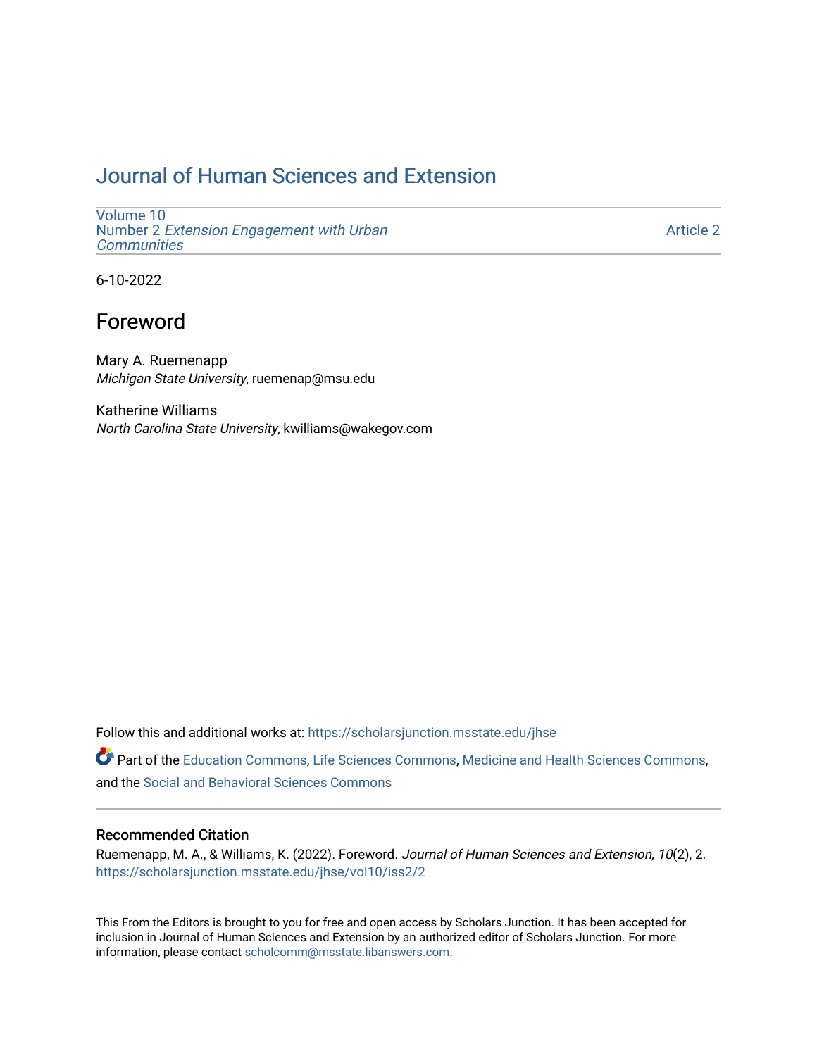# Journal of Human Sciences and Extension

Volume 10
Number 2 *Extension Engagement with Urban Communities*

Article 2

6-10-2022

## Foreword

Mary A. Ruemenapp
*Michigan State University*, ruemenap@msu.edu

Katherine Williams
*North Carolina State University*, kwilliams@wakegov.com

Follow this and additional works at: https://scholarsjunction.msstate.edu/jhse

Part of the Education Commons, Life Sciences Commons, Medicine and Health Sciences Commons, and the Social and Behavioral Sciences Commons

### Recommended Citation

Ruemenapp, M. A., & Williams, K. (2022). Foreword. *Journal of Human Sciences and Extension, 10*(2), 2.
https://scholarsjunction.msstate.edu/jhse/vol10/iss2/2

This From the Editors is brought to you for free and open access by Scholars Junction. It has been accepted for inclusion in Journal of Human Sciences and Extension by an authorized editor of Scholars Junction. For more information, please contact scholcomm@msstate.libanswers.com.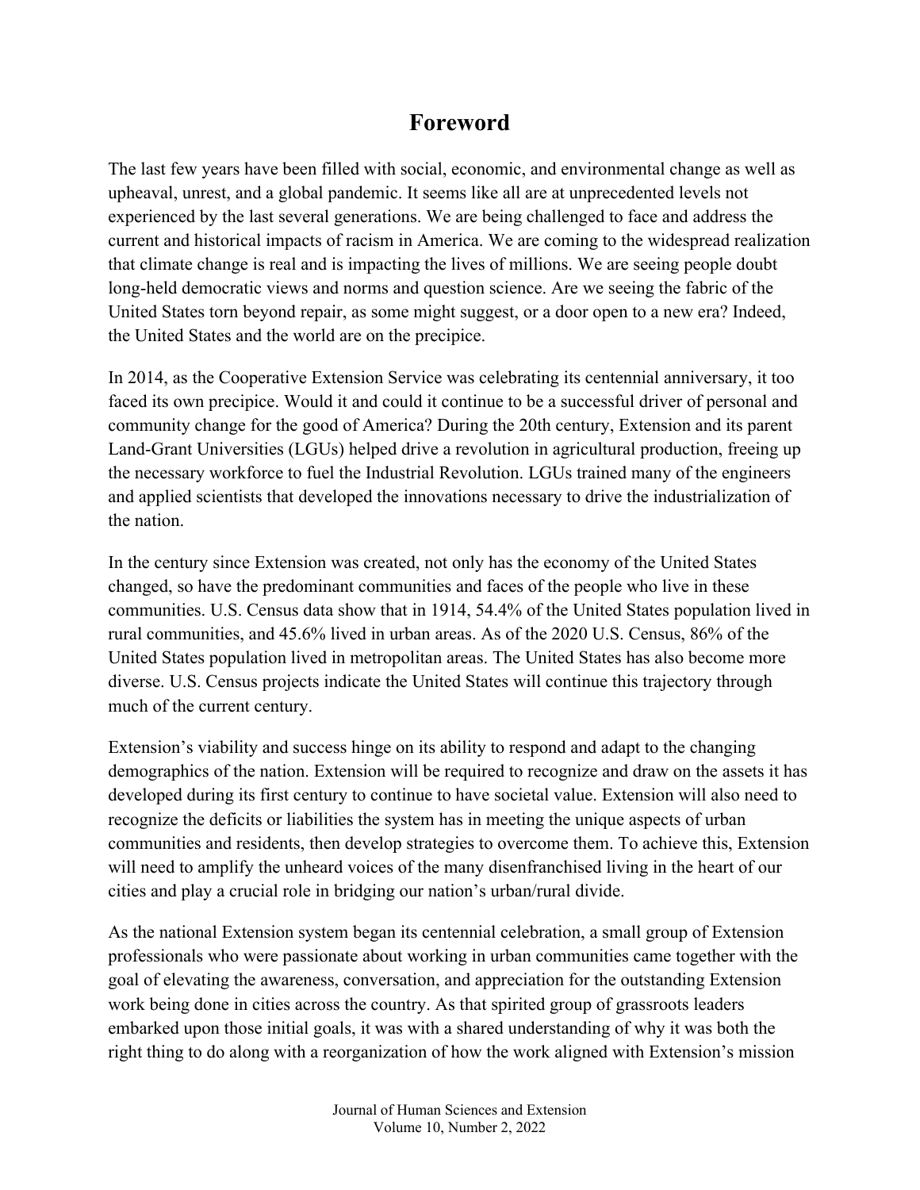## Foreword

The last few years have been filled with social, economic, and environmental change as well as upheaval, unrest, and a global pandemic. It seems like all are at unprecedented levels not experienced by the last several generations. We are being challenged to face and address the current and historical impacts of racism in America. We are coming to the widespread realization that climate change is real and is impacting the lives of millions. We are seeing people doubt long-held democratic views and norms and question science. Are we seeing the fabric of the United States torn beyond repair, as some might suggest, or a door open to a new era? Indeed, the United States and the world are on the precipice.

In 2014, as the Cooperative Extension Service was celebrating its centennial anniversary, it too faced its own precipice. Would it and could it continue to be a successful driver of personal and community change for the good of America? During the 20th century, Extension and its parent Land-Grant Universities (LGUs) helped drive a revolution in agricultural production, freeing up the necessary workforce to fuel the Industrial Revolution. LGUs trained many of the engineers and applied scientists that developed the innovations necessary to drive the industrialization of the nation.

In the century since Extension was created, not only has the economy of the United States changed, so have the predominant communities and faces of the people who live in these communities. U.S. Census data show that in 1914, 54.4% of the United States population lived in rural communities, and 45.6% lived in urban areas. As of the 2020 U.S. Census, 86% of the United States population lived in metropolitan areas. The United States has also become more diverse. U.S. Census projects indicate the United States will continue this trajectory through much of the current century.

Extension's viability and success hinge on its ability to respond and adapt to the changing demographics of the nation. Extension will be required to recognize and draw on the assets it has developed during its first century to continue to have societal value. Extension will also need to recognize the deficits or liabilities the system has in meeting the unique aspects of urban communities and residents, then develop strategies to overcome them. To achieve this, Extension will need to amplify the unheard voices of the many disenfranchised living in the heart of our cities and play a crucial role in bridging our nation's urban/rural divide.

As the national Extension system began its centennial celebration, a small group of Extension professionals who were passionate about working in urban communities came together with the goal of elevating the awareness, conversation, and appreciation for the outstanding Extension work being done in cities across the country. As that spirited group of grassroots leaders embarked upon those initial goals, it was with a shared understanding of why it was both the right thing to do along with a reorganization of how the work aligned with Extension's mission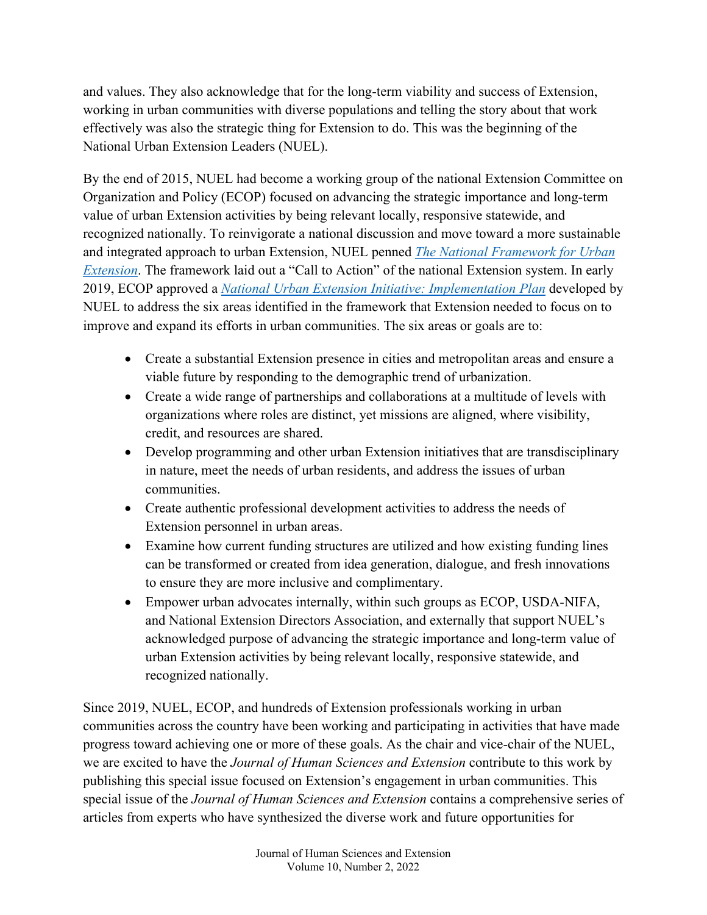and values. They also acknowledge that for the long-term viability and success of Extension, working in urban communities with diverse populations and telling the story about that work effectively was also the strategic thing for Extension to do. This was the beginning of the National Urban Extension Leaders (NUEL).

By the end of 2015, NUEL had become a working group of the national Extension Committee on Organization and Policy (ECOP) focused on advancing the strategic importance and long-term value of urban Extension activities by being relevant locally, responsive statewide, and recognized nationally. To reinvigorate a national discussion and move toward a more sustainable and integrated approach to urban Extension, NUEL penned *The National Framework for Urban Extension*. The framework laid out a "Call to Action" of the national Extension system. In early 2019, ECOP approved a *National Urban Extension Initiative: Implementation Plan* developed by NUEL to address the six areas identified in the framework that Extension needed to focus on to improve and expand its efforts in urban communities. The six areas or goals are to:

- Create a substantial Extension presence in cities and metropolitan areas and ensure a viable future by responding to the demographic trend of urbanization.
- Create a wide range of partnerships and collaborations at a multitude of levels with organizations where roles are distinct, yet missions are aligned, where visibility, credit, and resources are shared.
- Develop programming and other urban Extension initiatives that are transdisciplinary in nature, meet the needs of urban residents, and address the issues of urban communities.
- Create authentic professional development activities to address the needs of Extension personnel in urban areas.
- Examine how current funding structures are utilized and how existing funding lines can be transformed or created from idea generation, dialogue, and fresh innovations to ensure they are more inclusive and complimentary.
- Empower urban advocates internally, within such groups as ECOP, USDA-NIFA, and National Extension Directors Association, and externally that support NUEL's acknowledged purpose of advancing the strategic importance and long-term value of urban Extension activities by being relevant locally, responsive statewide, and recognized nationally.

Since 2019, NUEL, ECOP, and hundreds of Extension professionals working in urban communities across the country have been working and participating in activities that have made progress toward achieving one or more of these goals. As the chair and vice-chair of the NUEL, we are excited to have the *Journal of Human Sciences and Extension* contribute to this work by publishing this special issue focused on Extension's engagement in urban communities. This special issue of the *Journal of Human Sciences and Extension* contains a comprehensive series of articles from experts who have synthesized the diverse work and future opportunities for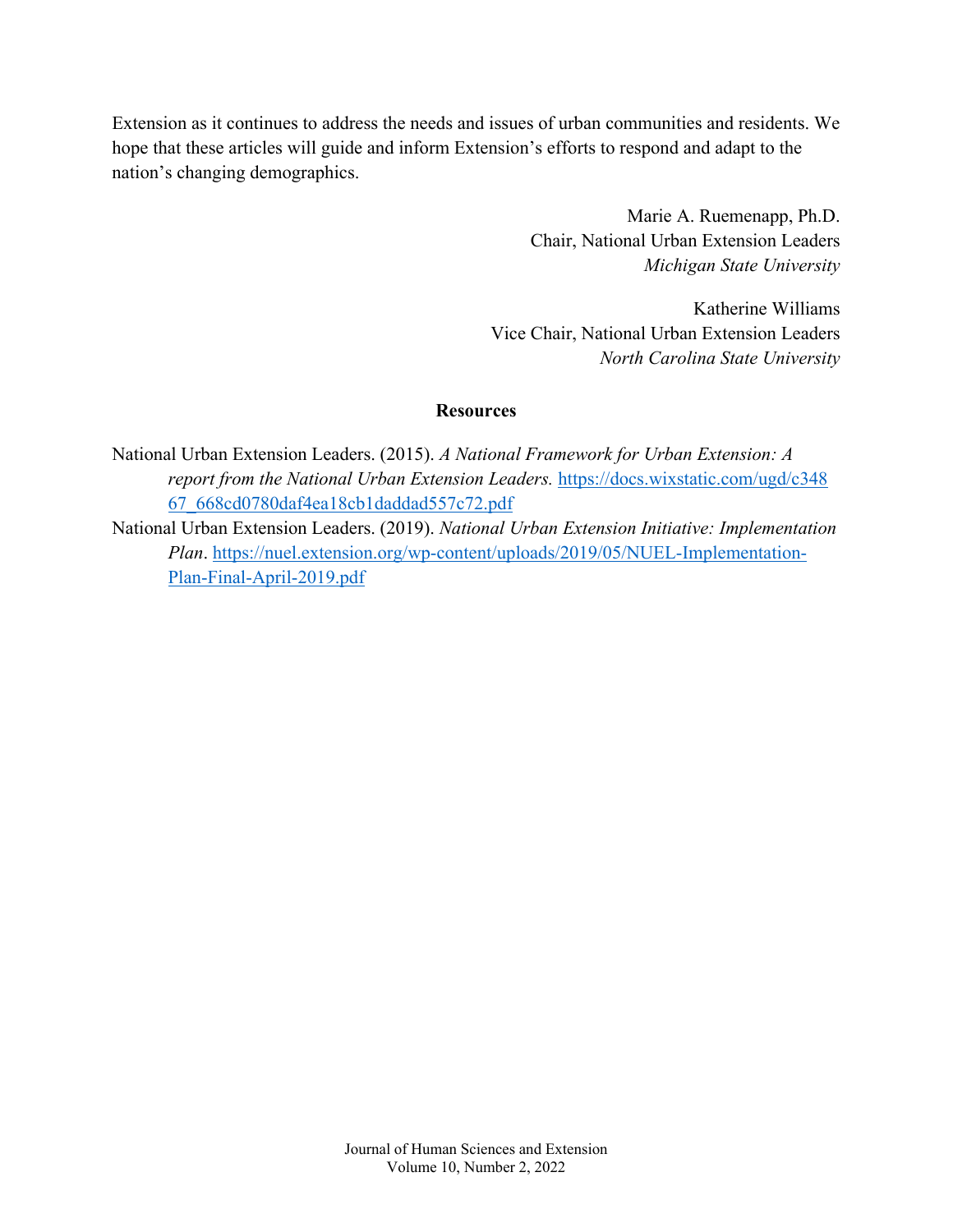Extension as it continues to address the needs and issues of urban communities and residents. We hope that these articles will guide and inform Extension's efforts to respond and adapt to the nation's changing demographics.

Marie A. Ruemenapp, Ph.D.
Chair, National Urban Extension Leaders
*Michigan State University*

Katherine Williams
Vice Chair, National Urban Extension Leaders
*North Carolina State University*

## Resources

National Urban Extension Leaders. (2015). *A National Framework for Urban Extension: A report from the National Urban Extension Leaders.* https://docs.wixstatic.com/ugd/c34867_668cd0780daf4ea18cb1daddad557c72.pdf

National Urban Extension Leaders. (2019). *National Urban Extension Initiative: Implementation Plan*. https://nuel.extension.org/wp-content/uploads/2019/05/NUEL-Implementation-Plan-Final-April-2019.pdf